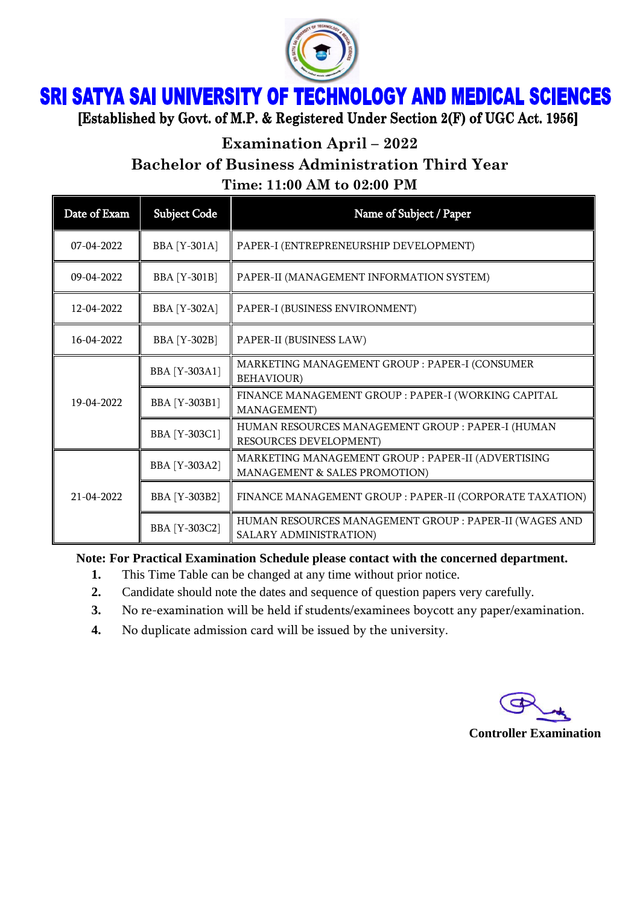# SRI SATYA SAI UNIVERSITY OF TECHNOLOGY AND MEDICAL SCIENCES

**[Established by Govt. of M.P. & Registered Under Section 2(F) of UGC Act. 1956]**

## Examination April – 2022

## Bachelor of Business Administration Third Year

### Time: 11:00 AM to 02:00 PM

| Date of Exam | Subject Code | Name of Subject / Paper |
|---|---|---|
| 07-04-2022 | BBA [Y-301A] | PAPER-I (ENTREPRENEURSHIP DEVELOPMENT) |
| 09-04-2022 | BBA [Y-301B] | PAPER-II (MANAGEMENT INFORMATION SYSTEM) |
| 12-04-2022 | BBA [Y-302A] | PAPER-I (BUSINESS ENVIRONMENT) |
| 16-04-2022 | BBA [Y-302B] | PAPER-II (BUSINESS LAW) |
| 19-04-2022 | BBA [Y-303A1] | MARKETING MANAGEMENT GROUP : PAPER-I (CONSUMER BEHAVIOUR) |
| | BBA [Y-303B1] | FINANCE MANAGEMENT GROUP : PAPER-I (WORKING CAPITAL MANAGEMENT) |
| | BBA [Y-303C1] | HUMAN RESOURCES MANAGEMENT GROUP : PAPER-I (HUMAN RESOURCES DEVELOPMENT) |
| 21-04-2022 | BBA [Y-303A2] | MARKETING MANAGEMENT GROUP : PAPER-II (ADVERTISING MANAGEMENT & SALES PROMOTION) |
| | BBA [Y-303B2] | FINANCE MANAGEMENT GROUP : PAPER-II (CORPORATE TAXATION) |
| | BBA [Y-303C2] | HUMAN RESOURCES MANAGEMENT GROUP : PAPER-II (WAGES AND SALARY ADMINISTRATION) |

**Note: For Practical Examination Schedule please contact with the concerned department.**

1. This Time Table can be changed at any time without prior notice.
2. Candidate should note the dates and sequence of question papers very carefully.
3. No re-examination will be held if students/examinees boycott any paper/examination.
4. No duplicate admission card will be issued by the university.

**Controller Examination**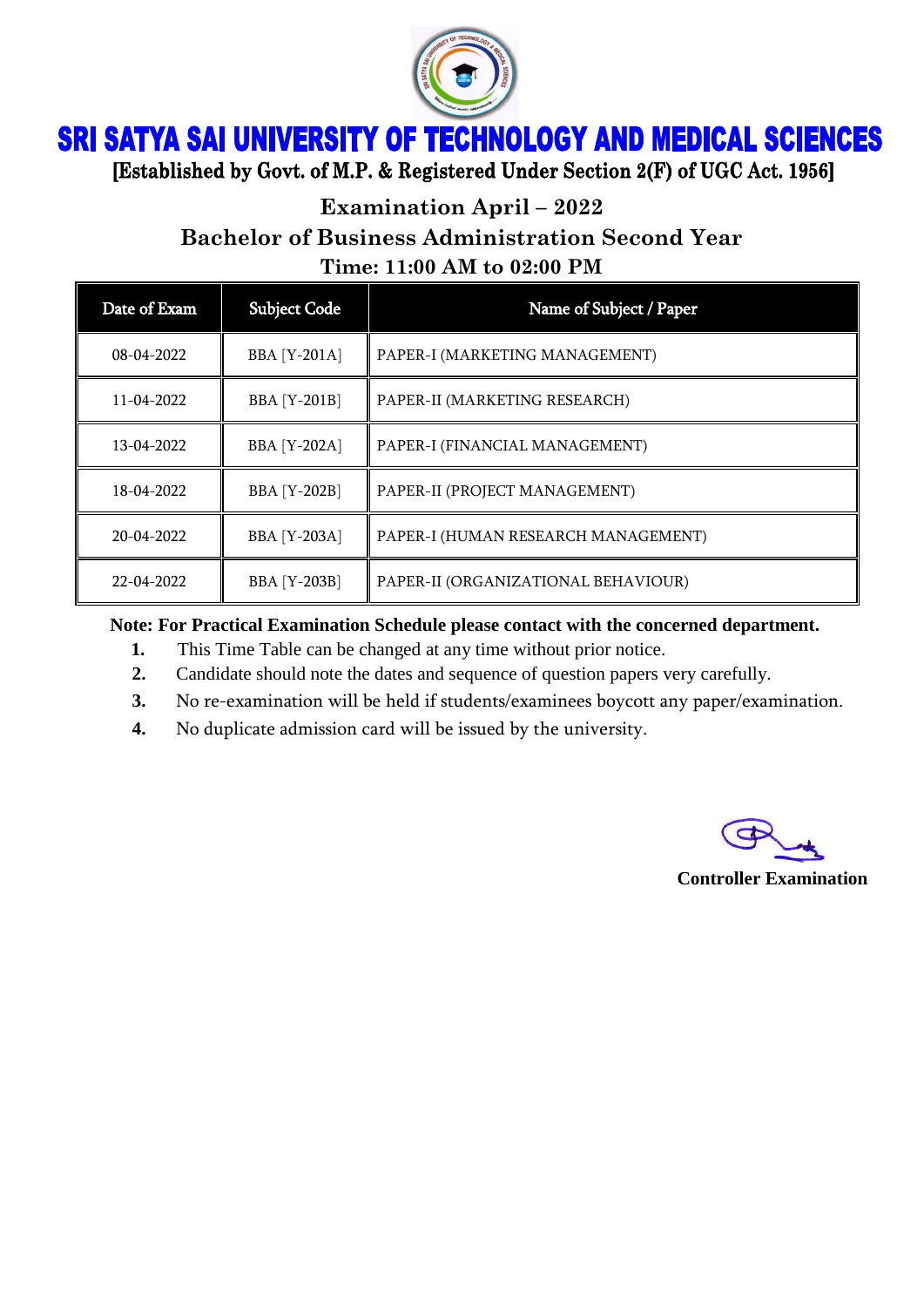# SRI SATYA SAI UNIVERSITY OF TECHNOLOGY AND MEDICAL SCIENCES

**[Established by Govt. of M.P. & Registered Under Section 2(F) of UGC Act. 1956]**

## Examination April – 2022

## Bachelor of Business Administration Second Year

## Time: 11:00 AM to 02:00 PM

| Date of Exam | Subject Code | Name of Subject / Paper |
|---|---|---|
| 08-04-2022 | BBA [Y-201A] | PAPER-I (MARKETING MANAGEMENT) |
| 11-04-2022 | BBA [Y-201B] | PAPER-II (MARKETING RESEARCH) |
| 13-04-2022 | BBA [Y-202A] | PAPER-I (FINANCIAL MANAGEMENT) |
| 18-04-2022 | BBA [Y-202B] | PAPER-II (PROJECT MANAGEMENT) |
| 20-04-2022 | BBA [Y-203A] | PAPER-I (HUMAN RESEARCH MANAGEMENT) |
| 22-04-2022 | BBA [Y-203B] | PAPER-II (ORGANIZATIONAL BEHAVIOUR) |

**Note: For Practical Examination Schedule please contact with the concerned department.**

1. This Time Table can be changed at any time without prior notice.
2. Candidate should note the dates and sequence of question papers very carefully.
3. No re-examination will be held if students/examinees boycott any paper/examination.
4. No duplicate admission card will be issued by the university.

**Controller Examination**